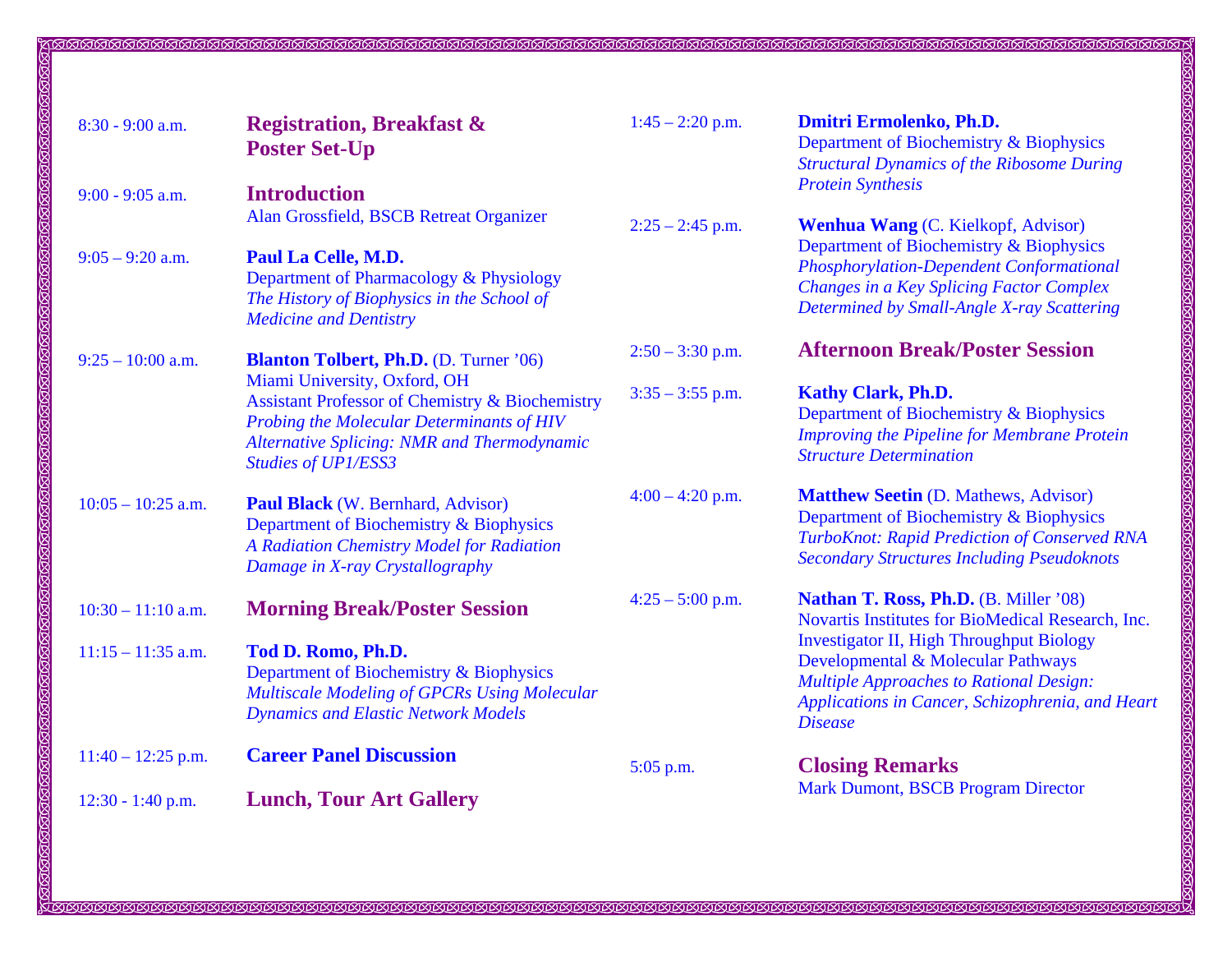8:30 - 9:00 a.m. — **Registration, Breakfast & Poster Set-Up**

9:00 - 9:05 a.m. — **Introduction**
Alan Grossfield, BSCB Retreat Organizer

9:05 – 9:20 a.m. — **Paul La Celle, M.D.**
Department of Pharmacology & Physiology
*The History of Biophysics in the School of Medicine and Dentistry*

9:25 – 10:00 a.m. — **Blanton Tolbert, Ph.D.** (D. Turner ’06)
Miami University, Oxford, OH
Assistant Professor of Chemistry & Biochemistry
*Probing the Molecular Determinants of HIV Alternative Splicing: NMR and Thermodynamic Studies of UP1/ESS3*

10:05 – 10:25 a.m. — **Paul Black** (W. Bernhard, Advisor)
Department of Biochemistry & Biophysics
*A Radiation Chemistry Model for Radiation Damage in X-ray Crystallography*

10:30 – 11:10 a.m. — **Morning Break/Poster Session**

11:15 – 11:35 a.m. — **Tod D. Romo, Ph.D.**
Department of Biochemistry & Biophysics
*Multiscale Modeling of GPCRs Using Molecular Dynamics and Elastic Network Models*

11:40 – 12:25 p.m. — **Career Panel Discussion**

12:30 - 1:40 p.m. — **Lunch, Tour Art Gallery**

1:45 – 2:20 p.m. — **Dmitri Ermolenko, Ph.D.**
Department of Biochemistry & Biophysics
*Structural Dynamics of the Ribosome During Protein Synthesis*

2:25 – 2:45 p.m. — **Wenhua Wang** (C. Kielkopf, Advisor)
Department of Biochemistry & Biophysics
*Phosphorylation-Dependent Conformational Changes in a Key Splicing Factor Complex Determined by Small-Angle X-ray Scattering*

2:50 – 3:30 p.m. — **Afternoon Break/Poster Session**

3:35 – 3:55 p.m. — **Kathy Clark, Ph.D.**
Department of Biochemistry & Biophysics
*Improving the Pipeline for Membrane Protein Structure Determination*

4:00 – 4:20 p.m. — **Matthew Seetin** (D. Mathews, Advisor)
Department of Biochemistry & Biophysics
*TurboKnot: Rapid Prediction of Conserved RNA Secondary Structures Including Pseudoknots*

4:25 – 5:00 p.m. — **Nathan T. Ross, Ph.D.** (B. Miller ’08)
Novartis Institutes for BioMedical Research, Inc.
Investigator II, High Throughput Biology
Developmental & Molecular Pathways
*Multiple Approaches to Rational Design: Applications in Cancer, Schizophrenia, and Heart Disease*

5:05 p.m. — **Closing Remarks**
Mark Dumont, BSCB Program Director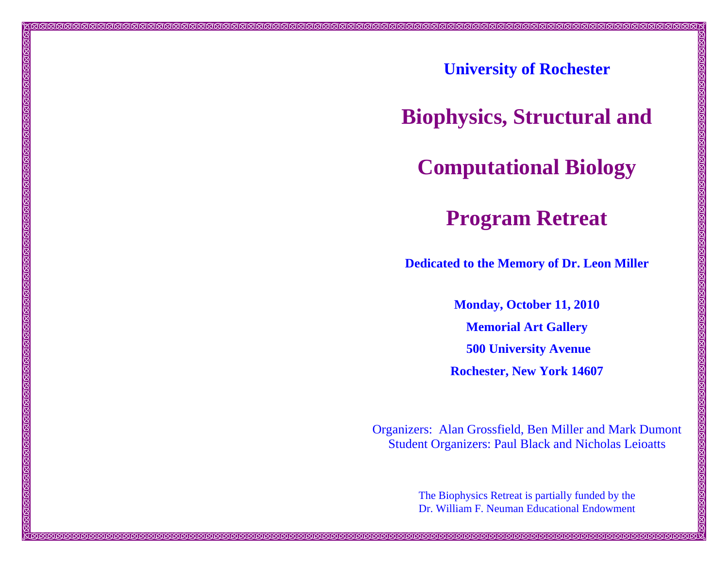**University of Rochester**

# Biophysics, Structural and Computational Biology Program Retreat

**Dedicated to the Memory of Dr. Leon Miller**

**Monday, October 11, 2010**

**Memorial Art Gallery**

**500 University Avenue**

**Rochester, New York 14607**

Organizers: Alan Grossfield, Ben Miller and Mark Dumont
Student Organizers: Paul Black and Nicholas Leioatts

The Biophysics Retreat is partially funded by the
Dr. William F. Neuman Educational Endowment